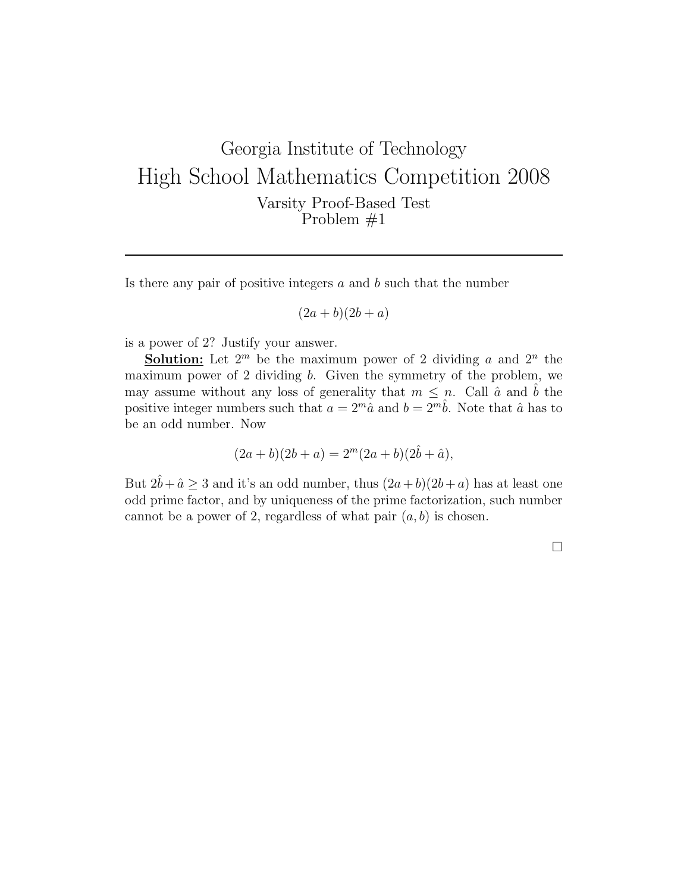# Georgia Institute of Technology

## High School Mathematics Competition 2008

### Varsity Proof-Based Test
### Problem #1

---

Is there any pair of positive integers $a$ and $b$ such that the number

$$(2a + b)(2b + a)$$

is a power of 2? Justify your answer.

**Solution:** Let $2^m$ be the maximum power of 2 dividing $a$ and $2^n$ the maximum power of 2 dividing $b$. Given the symmetry of the problem, we may assume without any loss of generality that $m \leq n$. Call $\hat{a}$ and $\hat{b}$ the positive integer numbers such that $a = 2^m\hat{a}$ and $b = 2^m\hat{b}$. Note that $\hat{a}$ has to be an odd number. Now

$$(2a + b)(2b + a) = 2^m(2a + b)(2\hat{b} + \hat{a}),$$

But $2\hat{b} + \hat{a} \geq 3$ and it's an odd number, thus $(2a + b)(2b + a)$ has at least one odd prime factor, and by uniqueness of the prime factorization, such number cannot be a power of 2, regardless of what pair $(a, b)$ is chosen.

□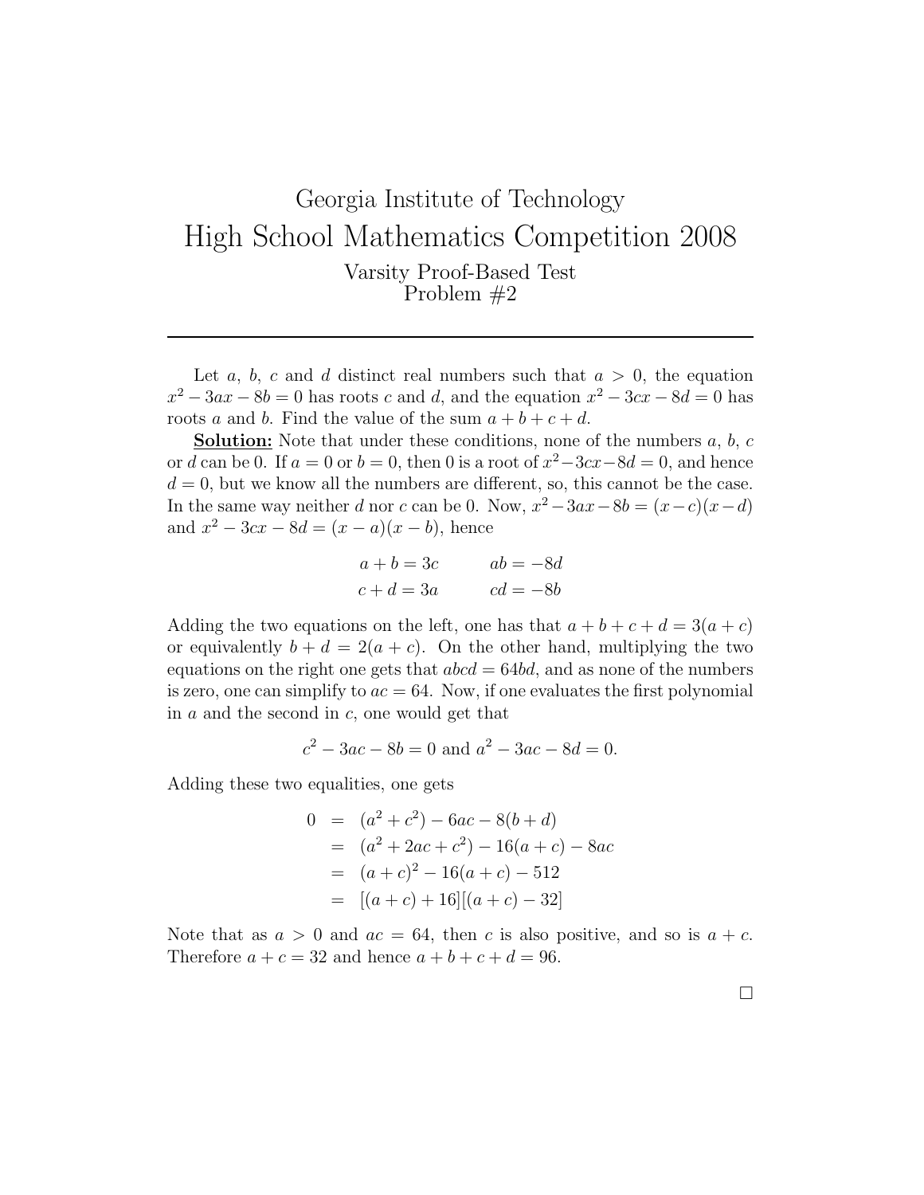# Georgia Institute of Technology

# High School Mathematics Competition 2008

## Varsity Proof-Based Test
## Problem #2

---

Let $a$, $b$, $c$ and $d$ distinct real numbers such that $a > 0$, the equation $x^2 - 3ax - 8b = 0$ has roots $c$ and $d$, and the equation $x^2 - 3cx - 8d = 0$ has roots $a$ and $b$. Find the value of the sum $a + b + c + d$.

**Solution:** Note that under these conditions, none of the numbers $a$, $b$, $c$ or $d$ can be 0. If $a = 0$ or $b = 0$, then 0 is a root of $x^2 - 3cx - 8d = 0$, and hence $d = 0$, but we know all the numbers are different, so, this cannot be the case. In the same way neither $d$ nor $c$ can be 0. Now, $x^2 - 3ax - 8b = (x - c)(x - d)$ and $x^2 - 3cx - 8d = (x - a)(x - b)$, hence

$$\begin{aligned} a + b &= 3c \qquad & ab &= -8d \\ c + d &= 3a \qquad & cd &= -8b \end{aligned}$$

Adding the two equations on the left, one has that $a + b + c + d = 3(a + c)$ or equivalently $b + d = 2(a + c)$. On the other hand, multiplying the two equations on the right one gets that $abcd = 64bd$, and as none of the numbers is zero, one can simplify to $ac = 64$. Now, if one evaluates the first polynomial in $a$ and the second in $c$, one would get that

$$c^2 - 3ac - 8b = 0 \text{ and } a^2 - 3ac - 8d = 0.$$

Adding these two equalities, one gets

$$\begin{aligned} 0 &= (a^2 + c^2) - 6ac - 8(b + d) \\ &= (a^2 + 2ac + c^2) - 16(a + c) - 8ac \\ &= (a + c)^2 - 16(a + c) - 512 \\ &= [(a + c) + 16][(a + c) - 32] \end{aligned}$$

Note that as $a > 0$ and $ac = 64$, then $c$ is also positive, and so is $a + c$. Therefore $a + c = 32$ and hence $a + b + c + d = 96$.

□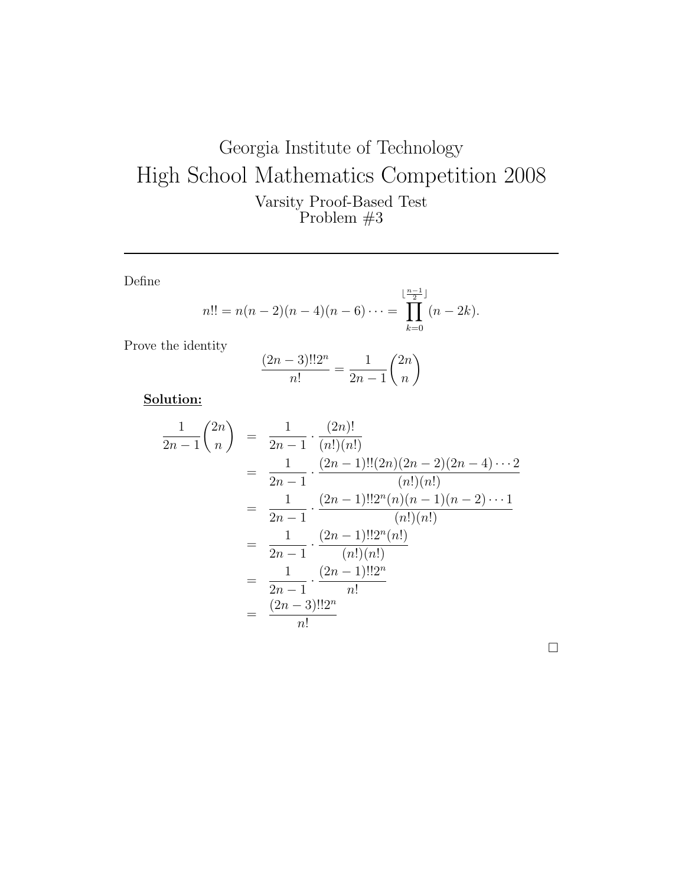# Georgia Institute of Technology

# High School Mathematics Competition 2008

## Varsity Proof-Based Test
## Problem #3

---

Define

$$n!! = n(n-2)(n-4)(n-6)\cdots = \prod_{k=0}^{\lfloor \frac{n-1}{2} \rfloor} (n-2k).$$

Prove the identity

$$\frac{(2n-3)!!2^n}{n!} = \frac{1}{2n-1}\binom{2n}{n}$$

**Solution:**

$$\begin{aligned}
\frac{1}{2n-1}\binom{2n}{n} &= \frac{1}{2n-1} \cdot \frac{(2n)!}{(n!)(n!)} \\
&= \frac{1}{2n-1} \cdot \frac{(2n-1)!!(2n)(2n-2)(2n-4)\cdots 2}{(n!)(n!)} \\
&= \frac{1}{2n-1} \cdot \frac{(2n-1)!!2^n(n)(n-1)(n-2)\cdots 1}{(n!)(n!)} \\
&= \frac{1}{2n-1} \cdot \frac{(2n-1)!!2^n(n!)}{(n!)(n!)} \\
&= \frac{1}{2n-1} \cdot \frac{(2n-1)!!2^n}{n!} \\
&= \frac{(2n-3)!!2^n}{n!}
\end{aligned}$$

□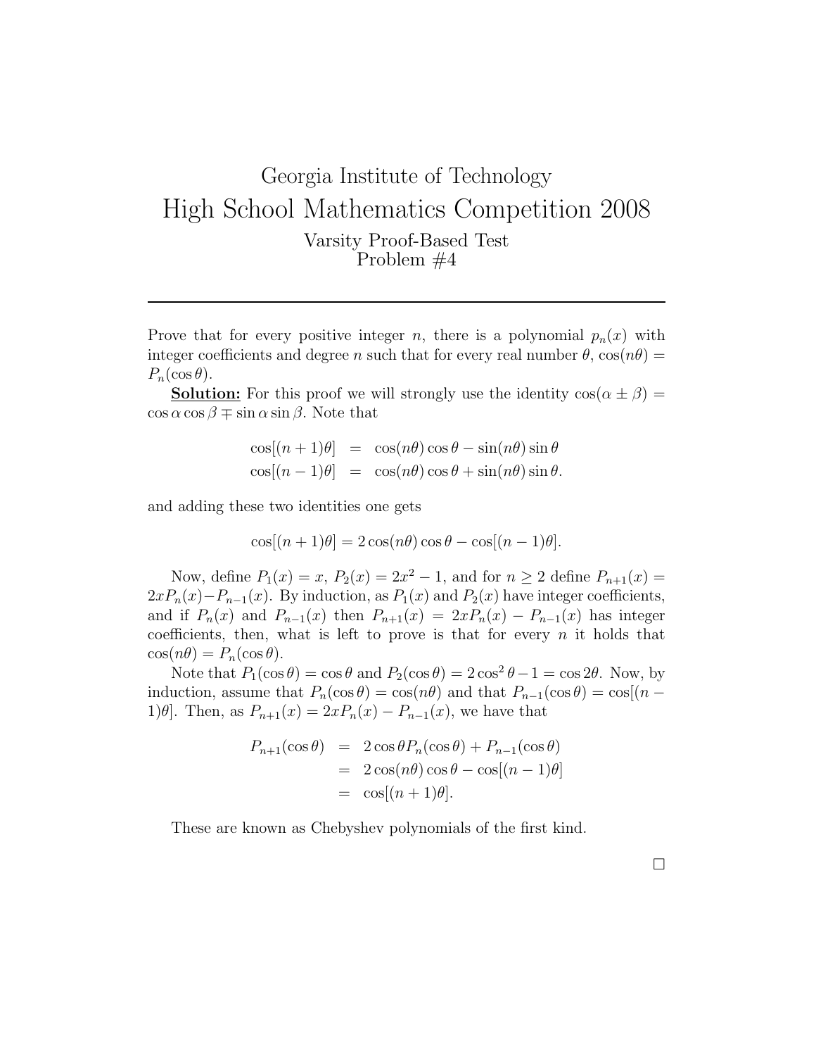# Georgia Institute of Technology

## High School Mathematics Competition 2008

### Varsity Proof-Based Test

### Problem #4

---

Prove that for every positive integer $n$, there is a polynomial $p_n(x)$ with integer coefficients and degree $n$ such that for every real number $\theta$, $\cos(n\theta) = P_n(\cos\theta)$.

**Solution:** For this proof we will strongly use the identity $\cos(\alpha \pm \beta) = \cos\alpha\cos\beta \mp \sin\alpha\sin\beta$. Note that

$$\begin{aligned} \cos[(n+1)\theta] &= \cos(n\theta)\cos\theta - \sin(n\theta)\sin\theta \\ \cos[(n-1)\theta] &= \cos(n\theta)\cos\theta + \sin(n\theta)\sin\theta. \end{aligned}$$

and adding these two identities one gets

$$\cos[(n+1)\theta] = 2\cos(n\theta)\cos\theta - \cos[(n-1)\theta].$$

Now, define $P_1(x) = x$, $P_2(x) = 2x^2 - 1$, and for $n \geq 2$ define $P_{n+1}(x) = 2xP_n(x) - P_{n-1}(x)$. By induction, as $P_1(x)$ and $P_2(x)$ have integer coefficients, and if $P_n(x)$ and $P_{n-1}(x)$ then $P_{n+1}(x) = 2xP_n(x) - P_{n-1}(x)$ has integer coefficients, then, what is left to prove is that for every $n$ it holds that $\cos(n\theta) = P_n(\cos\theta)$.

Note that $P_1(\cos\theta) = \cos\theta$ and $P_2(\cos\theta) = 2\cos^2\theta - 1 = \cos 2\theta$. Now, by induction, assume that $P_n(\cos\theta) = \cos(n\theta)$ and that $P_{n-1}(\cos\theta) = \cos[(n-1)\theta]$. Then, as $P_{n+1}(x) = 2xP_n(x) - P_{n-1}(x)$, we have that

$$\begin{aligned} P_{n+1}(\cos\theta) &= 2\cos\theta P_n(\cos\theta) + P_{n-1}(\cos\theta) \\ &= 2\cos(n\theta)\cos\theta - \cos[(n-1)\theta] \\ &= \cos[(n+1)\theta]. \end{aligned}$$

These are known as Chebyshev polynomials of the first kind.

□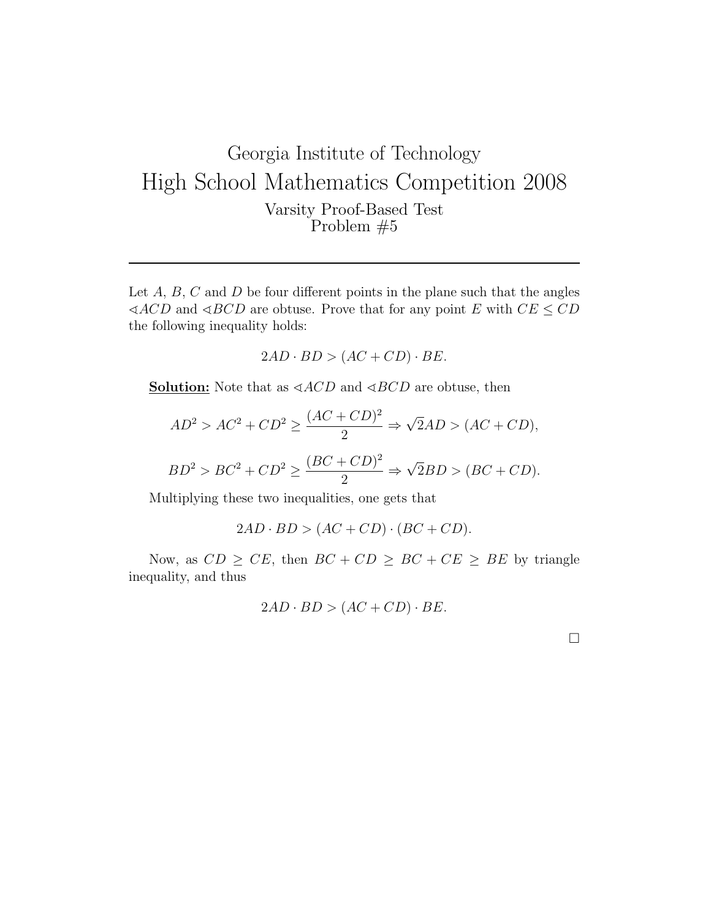# Georgia Institute of Technology

# High School Mathematics Competition 2008

### Varsity Proof-Based Test
### Problem #5

---

Let $A$, $B$, $C$ and $D$ be four different points in the plane such that the angles $\sphericalangle ACD$ and $\sphericalangle BCD$ are obtuse. Prove that for any point $E$ with $CE \leq CD$ the following inequality holds:

$$2AD \cdot BD > (AC + CD) \cdot BE.$$

**Solution:** Note that as $\sphericalangle ACD$ and $\sphericalangle BCD$ are obtuse, then

$$AD^2 > AC^2 + CD^2 \geq \frac{(AC + CD)^2}{2} \Rightarrow \sqrt{2}AD > (AC + CD),$$

$$BD^2 > BC^2 + CD^2 \geq \frac{(BC + CD)^2}{2} \Rightarrow \sqrt{2}BD > (BC + CD).$$

Multiplying these two inequalities, one gets that

$$2AD \cdot BD > (AC + CD) \cdot (BC + CD).$$

Now, as $CD \geq CE$, then $BC + CD \geq BC + CE \geq BE$ by triangle inequality, and thus

$$2AD \cdot BD > (AC + CD) \cdot BE.$$

□